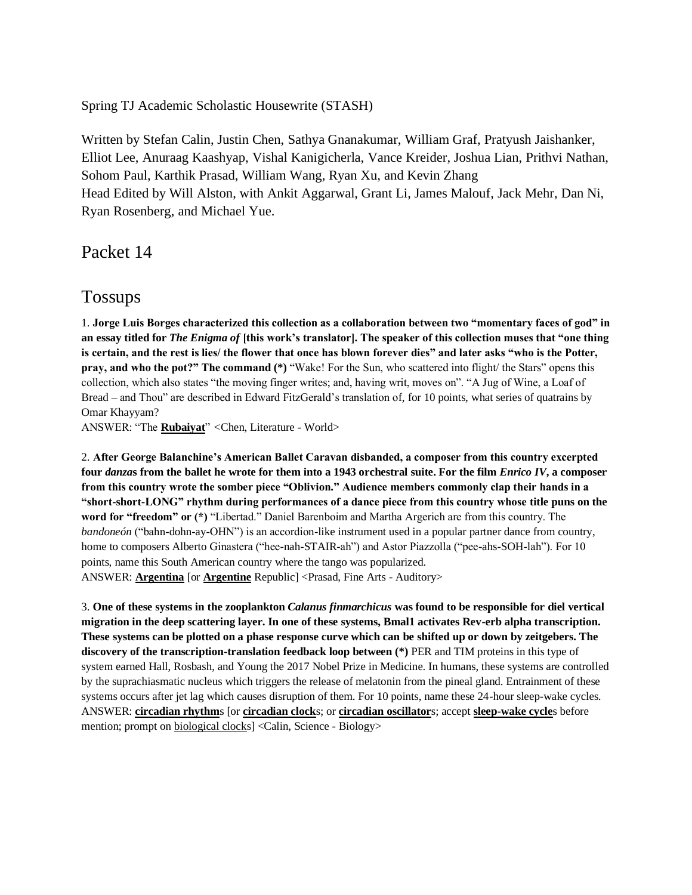Spring TJ Academic Scholastic Housewrite (STASH)

Written by Stefan Calin, Justin Chen, Sathya Gnanakumar, William Graf, Pratyush Jaishanker, Elliot Lee, Anuraag Kaashyap, Vishal Kanigicherla, Vance Kreider, Joshua Lian, Prithvi Nathan, Sohom Paul, Karthik Prasad, William Wang, Ryan Xu, and Kevin Zhang
Head Edited by Will Alston, with Ankit Aggarwal, Grant Li, James Malouf, Jack Mehr, Dan Ni, Ryan Rosenberg, and Michael Yue.

# Packet 14

## Tossups

1. **Jorge Luis Borges characterized this collection as a collaboration between two "momentary faces of god" in an essay titled for *The Enigma of* [this work's translator]. The speaker of this collection muses that "one thing is certain, and the rest is lies/ the flower that once has blown forever dies" and later asks "who is the Potter, pray, and who the pot?" The command (\*)** "Wake! For the Sun, who scattered into flight/ the Stars" opens this collection, which also states "the moving finger writes; and, having writ, moves on". "A Jug of Wine, a Loaf of Bread – and Thou" are described in Edward FitzGerald's translation of, for 10 points, what series of quatrains by Omar Khayyam?
ANSWER: "The **Rubaiyat**" <Chen, Literature - World>

2. **After George Balanchine's American Ballet Caravan disbanded, a composer from this country excerpted four *danza*s from the ballet he wrote for them into a 1943 orchestral suite. For the film *Enrico IV*, a composer from this country wrote the somber piece "Oblivion." Audience members commonly clap their hands in a "short-short-LONG" rhythm during performances of a dance piece from this country whose title puns on the word for "freedom" or (\*)** "Libertad." Daniel Barenboim and Martha Argerich are from this country. The *bandoneón* ("bahn-dohn-ay-OHN") is an accordion-like instrument used in a popular partner dance from country, home to composers Alberto Ginastera ("hee-nah-STAIR-ah") and Astor Piazzolla ("pee-ahs-SOH-lah"). For 10 points, name this South American country where the tango was popularized.
ANSWER: **Argentina** [or **Argentine** Republic] <Prasad, Fine Arts - Auditory>

3. **One of these systems in the zooplankton *Calanus finmarchicus* was found to be responsible for diel vertical migration in the deep scattering layer. In one of these systems, Bmal1 activates Rev-erb alpha transcription. These systems can be plotted on a phase response curve which can be shifted up or down by zeitgebers. The discovery of the transcription-translation feedback loop between (\*)** PER and TIM proteins in this type of system earned Hall, Rosbash, and Young the 2017 Nobel Prize in Medicine. In humans, these systems are controlled by the suprachiasmatic nucleus which triggers the release of melatonin from the pineal gland. Entrainment of these systems occurs after jet lag which causes disruption of them. For 10 points, name these 24-hour sleep-wake cycles.
ANSWER: **circadian rhythm**s [or **circadian clock**s; or **circadian oscillator**s; accept **sleep-wake cycle**s before mention; prompt on biological clocks] <Calin, Science - Biology>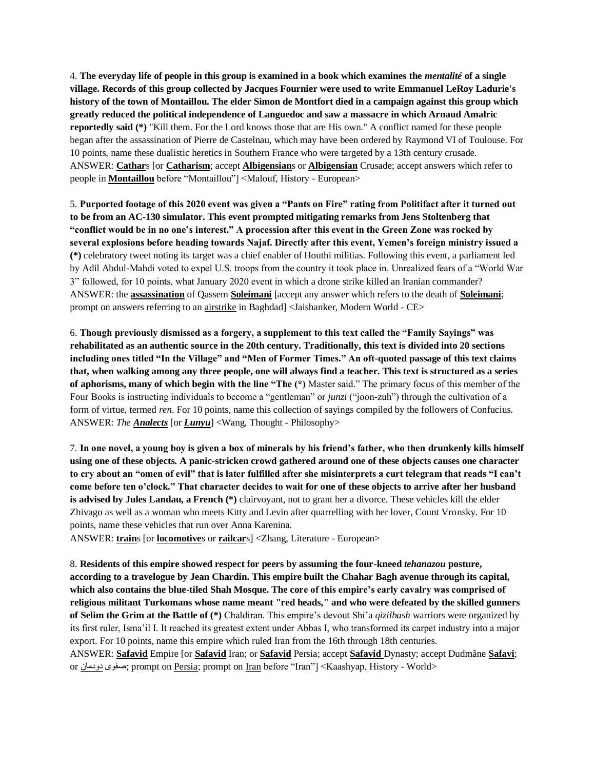4. **The everyday life of people in this group is examined in a book which examines the *mentalité* of a single village. Records of this group collected by Jacques Fournier were used to write Emmanuel LeRoy Ladurie's history of the town of Montaillou. The elder Simon de Montfort died in a campaign against this group which greatly reduced the political independence of Languedoc and saw a massacre in which Arnaud Amalric reportedly said (*)** "Kill them. For the Lord knows those that are His own." A conflict named for these people began after the assassination of Pierre de Castelnau, which may have been ordered by Raymond VI of Toulouse. For 10 points, name these dualistic heretics in Southern France who were targeted by a 13th century crusade.
ANSWER: **Cathar**s [or **Catharism**; accept **Albigensian**s or **Albigensian** Crusade; accept answers which refer to people in **Montaillou** before "Montaillou"] <Malouf, History - European>

5. **Purported footage of this 2020 event was given a "Pants on Fire" rating from Politifact after it turned out to be from an AC-130 simulator. This event prompted mitigating remarks from Jens Stoltenberg that "conflict would be in no one's interest." A procession after this event in the Green Zone was rocked by several explosions before heading towards Najaf. Directly after this event, Yemen's foreign ministry issued a (*)** celebratory tweet noting its target was a chief enabler of Houthi militias. Following this event, a parliament led by Adil Abdul-Mahdi voted to expel U.S. troops from the country it took place in. Unrealized fears of a "World War 3" followed, for 10 points, what January 2020 event in which a drone strike killed an Iranian commander?
ANSWER: the **assassination** of Qassem **Soleimani** [accept any answer which refers to the death of **Soleimani**; prompt on answers referring to an airstrike in Baghdad] <Jaishanker, Modern World - CE>

6. **Though previously dismissed as a forgery, a supplement to this text called the "Family Sayings" was rehabilitated as an authentic source in the 20th century. Traditionally, this text is divided into 20 sections including ones titled "In the Village" and "Men of Former Times." An oft-quoted passage of this text claims that, when walking among any three people, one will always find a teacher. This text is structured as a series of aphorisms, many of which begin with the line "The (*)** Master said." The primary focus of this member of the Four Books is instructing individuals to become a "gentleman" or *junzi* ("joon-zuh") through the cultivation of a form of virtue, termed *ren*. For 10 points, name this collection of sayings compiled by the followers of Confucius.
ANSWER: *The **Analects*** [or ***Lunyu***] <Wang, Thought - Philosophy>

7. **In one novel, a young boy is given a box of minerals by his friend's father, who then drunkenly kills himself using one of these objects. A panic-stricken crowd gathered around one of these objects causes one character to cry about an "omen of evil" that is later fulfilled after she misinterprets a curt telegram that reads "I can't come before ten o'clock." That character decides to wait for one of these objects to arrive after her husband is advised by Jules Landau, a French (*)** clairvoyant, not to grant her a divorce. These vehicles kill the elder Zhivago as well as a woman who meets Kitty and Levin after quarrelling with her lover, Count Vronsky. For 10 points, name these vehicles that run over Anna Karenina.
ANSWER: **train**s [or **locomotive**s or **railcar**s] <Zhang, Literature - European>

8. **Residents of this empire showed respect for peers by assuming the four-kneed *tehanazou* posture, according to a travelogue by Jean Chardin. This empire built the Chahar Bagh avenue through its capital, which also contains the blue-tiled Shah Mosque. The core of this empire's early cavalry was comprised of religious militant Turkomans whose name meant "red heads," and who were defeated by the skilled gunners of Selim the Grim at the Battle of (*)** Chaldiran. This empire's devout Shi'a *qizilbash* warriors were organized by its first ruler, Isma'il I. It reached its greatest extent under Abbas I, who transformed its carpet industry into a major export. For 10 points, name this empire which ruled Iran from the 16th through 18th centuries.
ANSWER: **Safavid** Empire [or **Safavid** Iran; or **Safavid** Persia; accept **Safavid** Dynasty; accept Dudmâne **Safavi**; or دودمان صفوی; prompt on Persia; prompt on Iran before "Iran"] <Kaashyap, History - World>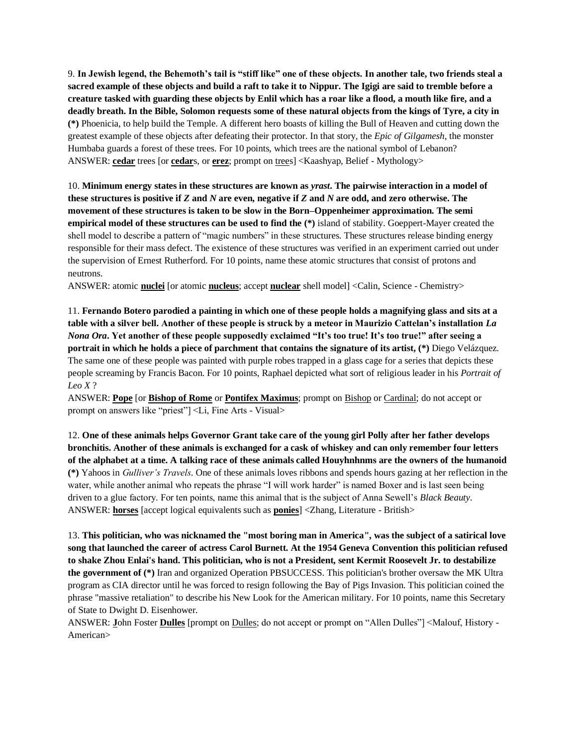9. **In Jewish legend, the Behemoth's tail is "stiff like" one of these objects. In another tale, two friends steal a sacred example of these objects and build a raft to take it to Nippur. The Igigi are said to tremble before a creature tasked with guarding these objects by Enlil which has a roar like a flood, a mouth like fire, and a deadly breath. In the Bible, Solomon requests some of these natural objects from the kings of Tyre, a city in (*)** Phoenicia, to help build the Temple. A different hero boasts of killing the Bull of Heaven and cutting down the greatest example of these objects after defeating their protector. In that story, the *Epic of Gilgamesh*, the monster Humbaba guards a forest of these trees. For 10 points, which trees are the national symbol of Lebanon?
ANSWER: **cedar** trees [or **cedar**s, or **erez**; prompt on trees] <Kaashyap, Belief - Mythology>

10. **Minimum energy states in these structures are known as *yrast*. The pairwise interaction in a model of these structures is positive if *Z* and *N* are even, negative if *Z* and *N* are odd, and zero otherwise. The movement of these structures is taken to be slow in the Born–Oppenheimer approximation. The semi empirical model of these structures can be used to find the (*)** island of stability. Goeppert-Mayer created the shell model to describe a pattern of "magic numbers" in these structures. These structures release binding energy responsible for their mass defect. The existence of these structures was verified in an experiment carried out under the supervision of Ernest Rutherford. For 10 points, name these atomic structures that consist of protons and neutrons.
ANSWER: atomic **nuclei** [or atomic **nucleus**; accept **nuclear** shell model] <Calin, Science - Chemistry>

11. **Fernando Botero parodied a painting in which one of these people holds a magnifying glass and sits at a table with a silver bell. Another of these people is struck by a meteor in Maurizio Cattelan's installation *La Nona Ora*. Yet another of these people supposedly exclaimed "It's too true! It's too true!" after seeing a portrait in which he holds a piece of parchment that contains the signature of its artist, (*)** Diego Velázquez. The same one of these people was painted with purple robes trapped in a glass cage for a series that depicts these people screaming by Francis Bacon. For 10 points, Raphael depicted what sort of religious leader in his *Portrait of Leo X* ?
ANSWER: **Pope** [or **Bishop of Rome** or **Pontifex Maximus**; prompt on Bishop or Cardinal; do not accept or prompt on answers like "priest"] <Li, Fine Arts - Visual>

12. **One of these animals helps Governor Grant take care of the young girl Polly after her father develops bronchitis. Another of these animals is exchanged for a cask of whiskey and can only remember four letters of the alphabet at a time. A talking race of these animals called Houyhnhnms are the owners of the humanoid (*)** Yahoos in *Gulliver's Travels*. One of these animals loves ribbons and spends hours gazing at her reflection in the water, while another animal who repeats the phrase "I will work harder" is named Boxer and is last seen being driven to a glue factory. For ten points, name this animal that is the subject of Anna Sewell's *Black Beauty*.
ANSWER: **horses** [accept logical equivalents such as **ponies**] <Zhang, Literature - British>

13. **This politician, who was nicknamed the "most boring man in America", was the subject of a satirical love song that launched the career of actress Carol Burnett. At the 1954 Geneva Convention this politician refused to shake Zhou Enlai's hand. This politician, who is not a President, sent Kermit Roosevelt Jr. to destabilize the government of (*)** Iran and organized Operation PBSUCCESS. This politician's brother oversaw the MK Ultra program as CIA director until he was forced to resign following the Bay of Pigs Invasion. This politician coined the phrase "massive retaliation" to describe his New Look for the American military. For 10 points, name this Secretary of State to Dwight D. Eisenhower.
ANSWER: **J**ohn Foster **Dulles** [prompt on Dulles; do not accept or prompt on "Allen Dulles"] <Malouf, History - American>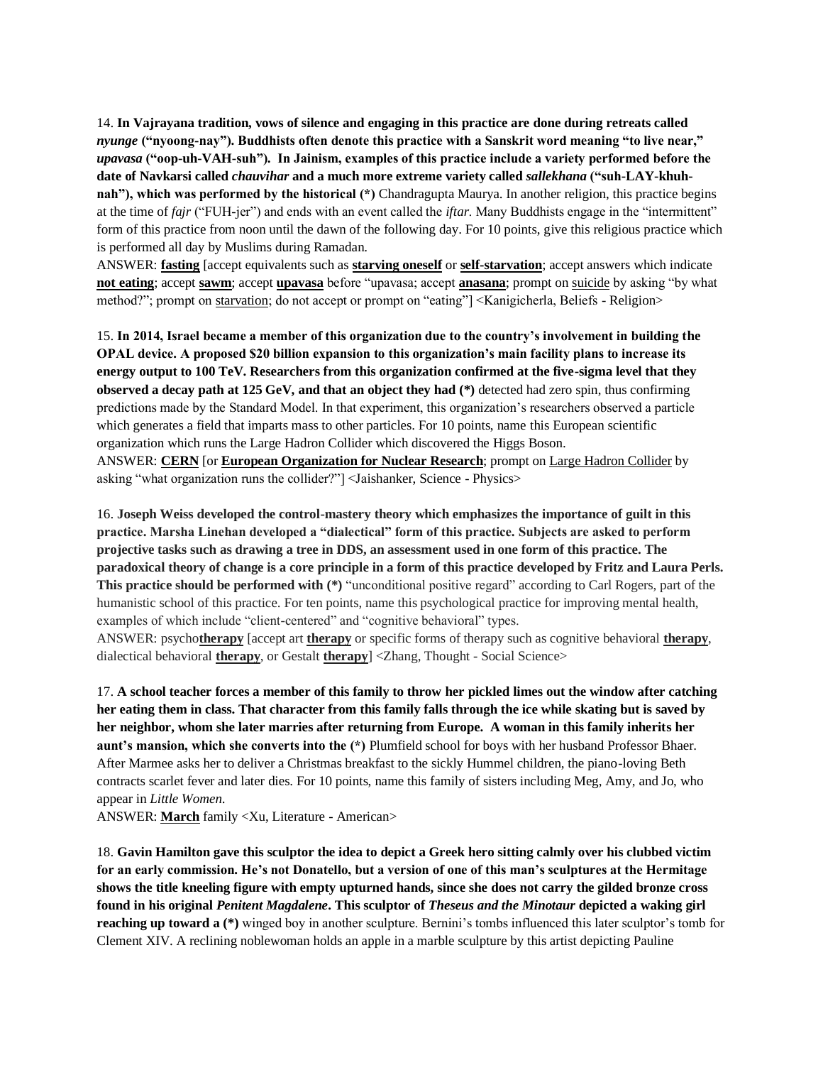14. **In Vajrayana tradition, vows of silence and engaging in this practice are done during retreats called *nyunge* ("nyoong-nay"). Buddhists often denote this practice with a Sanskrit word meaning "to live near," *upavasa* ("oop-uh-VAH-suh"). In Jainism, examples of this practice include a variety performed before the date of Navkarsi called *chauvihar* and a much more extreme variety called *sallekhana* ("suh-LAY-khuh-nah"), which was performed by the historical (*)** Chandragupta Maurya. In another religion, this practice begins at the time of *fajr* ("FUH-jer") and ends with an event called the *iftar.* Many Buddhists engage in the "intermittent" form of this practice from noon until the dawn of the following day. For 10 points, give this religious practice which is performed all day by Muslims during Ramadan.

ANSWER: **fasting** [accept equivalents such as **starving oneself** or **self-starvation**; accept answers which indicate **not eating**; accept **sawm**; accept **upavasa** before "upavasa; accept **anasana**; prompt on suicide by asking "by what method?"; prompt on starvation; do not accept or prompt on "eating"] <Kanigicherla, Beliefs - Religion>

15. **In 2014, Israel became a member of this organization due to the country's involvement in building the OPAL device. A proposed $20 billion expansion to this organization's main facility plans to increase its energy output to 100 TeV. Researchers from this organization confirmed at the five-sigma level that they observed a decay path at 125 GeV, and that an object they had (*)** detected had zero spin, thus confirming predictions made by the Standard Model. In that experiment, this organization's researchers observed a particle which generates a field that imparts mass to other particles. For 10 points, name this European scientific organization which runs the Large Hadron Collider which discovered the Higgs Boson.

ANSWER: **CERN** [or **European Organization for Nuclear Research**; prompt on Large Hadron Collider by asking "what organization runs the collider?"] <Jaishanker, Science - Physics>

16. **Joseph Weiss developed the control-mastery theory which emphasizes the importance of guilt in this practice. Marsha Linehan developed a "dialectical" form of this practice. Subjects are asked to perform projective tasks such as drawing a tree in DDS, an assessment used in one form of this practice. The paradoxical theory of change is a core principle in a form of this practice developed by Fritz and Laura Perls. This practice should be performed with (*)** "unconditional positive regard" according to Carl Rogers, part of the humanistic school of this practice. For ten points, name this psychological practice for improving mental health, examples of which include "client-centered" and "cognitive behavioral" types.

ANSWER: psycho**therapy** [accept art **therapy** or specific forms of therapy such as cognitive behavioral **therapy**, dialectical behavioral **therapy**, or Gestalt **therapy**] <Zhang, Thought - Social Science>

17. **A school teacher forces a member of this family to throw her pickled limes out the window after catching her eating them in class. That character from this family falls through the ice while skating but is saved by her neighbor, whom she later marries after returning from Europe. A woman in this family inherits her aunt's mansion, which she converts into the (*)** Plumfield school for boys with her husband Professor Bhaer. After Marmee asks her to deliver a Christmas breakfast to the sickly Hummel children, the piano-loving Beth contracts scarlet fever and later dies. For 10 points, name this family of sisters including Meg, Amy, and Jo, who appear in *Little Women.*

ANSWER: **March** family <Xu, Literature - American>

18. **Gavin Hamilton gave this sculptor the idea to depict a Greek hero sitting calmly over his clubbed victim for an early commission. He's not Donatello, but a version of one of this man's sculptures at the Hermitage shows the title kneeling figure with empty upturned hands, since she does not carry the gilded bronze cross found in his original *Penitent Magdalene*. This sculptor of *Theseus and the Minotaur* depicted a waking girl reaching up toward a (*)** winged boy in another sculpture. Bernini's tombs influenced this later sculptor's tomb for Clement XIV. A reclining noblewoman holds an apple in a marble sculpture by this artist depicting Pauline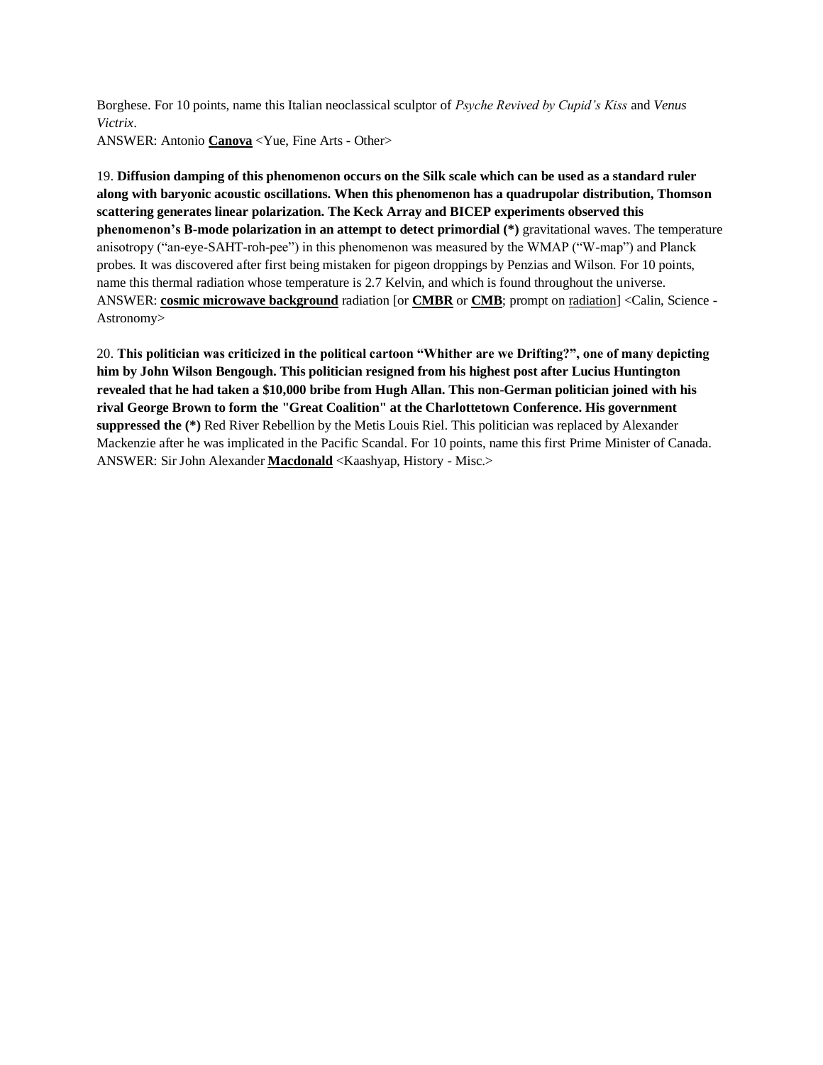Borghese. For 10 points, name this Italian neoclassical sculptor of *Psyche Revived by Cupid's Kiss* and *Venus Victrix*.
ANSWER: Antonio **Canova** <Yue, Fine Arts - Other>

19. **Diffusion damping of this phenomenon occurs on the Silk scale which can be used as a standard ruler along with baryonic acoustic oscillations. When this phenomenon has a quadrupolar distribution, Thomson scattering generates linear polarization. The Keck Array and BICEP experiments observed this phenomenon's B-mode polarization in an attempt to detect primordial (*)** gravitational waves. The temperature anisotropy ("an-eye-SAHT-roh-pee") in this phenomenon was measured by the WMAP ("W-map") and Planck probes. It was discovered after first being mistaken for pigeon droppings by Penzias and Wilson. For 10 points, name this thermal radiation whose temperature is 2.7 Kelvin, and which is found throughout the universe.
ANSWER: **cosmic microwave background** radiation [or **CMBR** or **CMB**; prompt on radiation] <Calin, Science - Astronomy>

20. **This politician was criticized in the political cartoon "Whither are we Drifting?", one of many depicting him by John Wilson Bengough. This politician resigned from his highest post after Lucius Huntington revealed that he had taken a $10,000 bribe from Hugh Allan. This non-German politician joined with his rival George Brown to form the "Great Coalition" at the Charlottetown Conference. His government suppressed the (*)** Red River Rebellion by the Metis Louis Riel. This politician was replaced by Alexander Mackenzie after he was implicated in the Pacific Scandal. For 10 points, name this first Prime Minister of Canada.
ANSWER: Sir John Alexander **Macdonald** <Kaashyap, History - Misc.>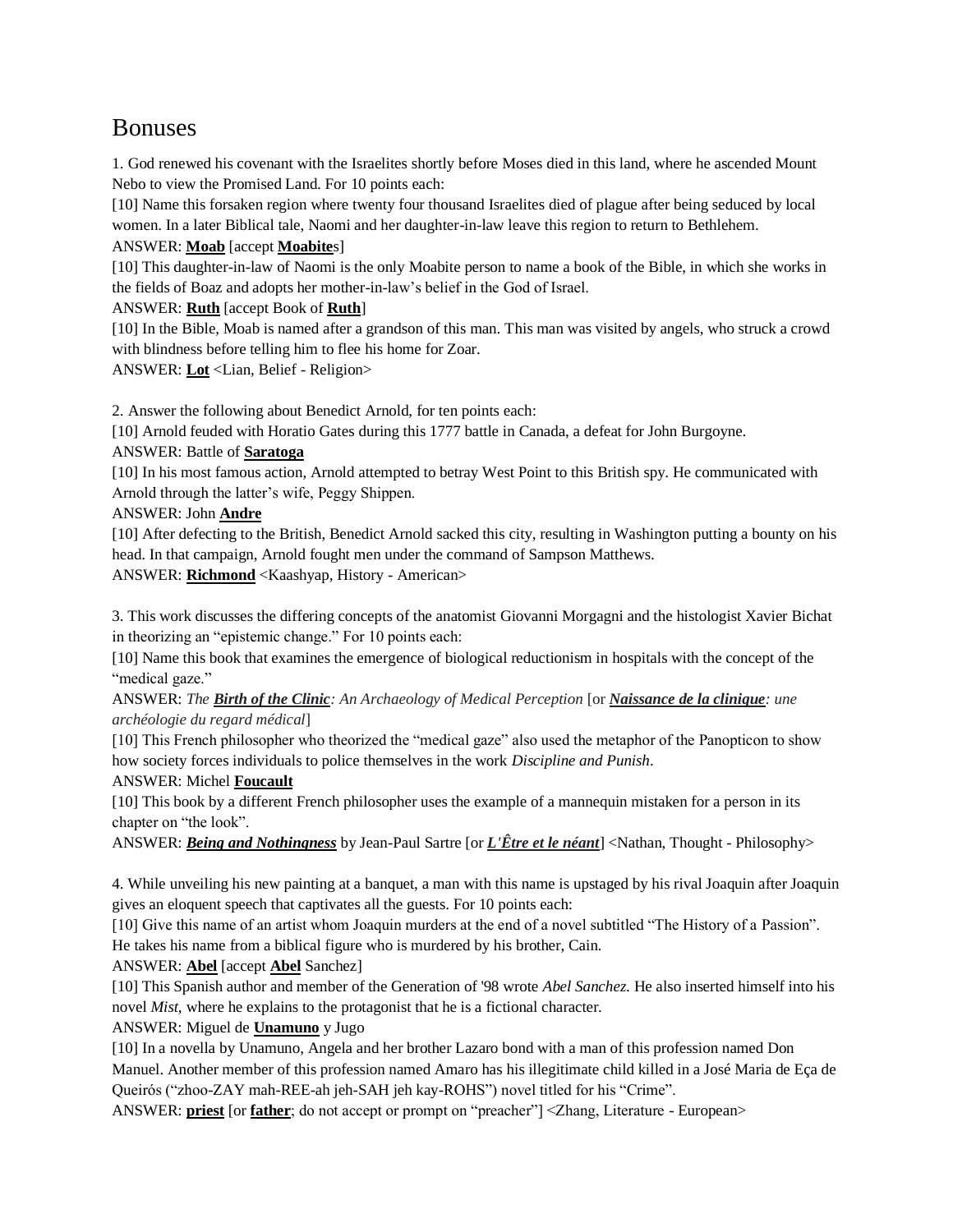# Bonuses

1. God renewed his covenant with the Israelites shortly before Moses died in this land, where he ascended Mount Nebo to view the Promised Land. For 10 points each:

[10] Name this forsaken region where twenty four thousand Israelites died of plague after being seduced by local women. In a later Biblical tale, Naomi and her daughter-in-law leave this region to return to Bethlehem.

ANSWER: **Moab** [accept **Moabite**s]

[10] This daughter-in-law of Naomi is the only Moabite person to name a book of the Bible, in which she works in the fields of Boaz and adopts her mother-in-law's belief in the God of Israel.

ANSWER: **Ruth** [accept Book of **Ruth**]

[10] In the Bible, Moab is named after a grandson of this man. This man was visited by angels, who struck a crowd with blindness before telling him to flee his home for Zoar.

ANSWER: **Lot** <Lian, Belief - Religion>

2. Answer the following about Benedict Arnold, for ten points each:

[10] Arnold feuded with Horatio Gates during this 1777 battle in Canada, a defeat for John Burgoyne.

ANSWER: Battle of **Saratoga**

[10] In his most famous action, Arnold attempted to betray West Point to this British spy. He communicated with Arnold through the latter's wife, Peggy Shippen.

ANSWER: John **Andre**

[10] After defecting to the British, Benedict Arnold sacked this city, resulting in Washington putting a bounty on his head. In that campaign, Arnold fought men under the command of Sampson Matthews.

ANSWER: **Richmond** <Kaashyap, History - American>

3. This work discusses the differing concepts of the anatomist Giovanni Morgagni and the histologist Xavier Bichat in theorizing an "epistemic change." For 10 points each:

[10] Name this book that examines the emergence of biological reductionism in hospitals with the concept of the "medical gaze."

ANSWER: *The **Birth of the Clinic**: An Archaeology of Medical Perception* [or ***Naissance de la clinique**: une archéologie du regard médical*]

[10] This French philosopher who theorized the "medical gaze" also used the metaphor of the Panopticon to show how society forces individuals to police themselves in the work *Discipline and Punish*.

ANSWER: Michel **Foucault**

[10] This book by a different French philosopher uses the example of a mannequin mistaken for a person in its chapter on "the look".

ANSWER: ***Being and Nothingness*** by Jean-Paul Sartre [or ***L'Être et le néant***] <Nathan, Thought - Philosophy>

4. While unveiling his new painting at a banquet, a man with this name is upstaged by his rival Joaquin after Joaquin gives an eloquent speech that captivates all the guests. For 10 points each:

[10] Give this name of an artist whom Joaquin murders at the end of a novel subtitled "The History of a Passion". He takes his name from a biblical figure who is murdered by his brother, Cain.

ANSWER: **Abel** [accept **Abel** Sanchez]

[10] This Spanish author and member of the Generation of '98 wrote *Abel Sanchez.* He also inserted himself into his novel *Mist*, where he explains to the protagonist that he is a fictional character.

ANSWER: Miguel de **Unamuno** y Jugo

[10] In a novella by Unamuno, Angela and her brother Lazaro bond with a man of this profession named Don Manuel. Another member of this profession named Amaro has his illegitimate child killed in a José Maria de Eça de Queirós ("zhoo-ZAY mah-REE-ah jeh-SAH jeh kay-ROHS") novel titled for his "Crime".

ANSWER: **priest** [or **father**; do not accept or prompt on "preacher"] <Zhang, Literature - European>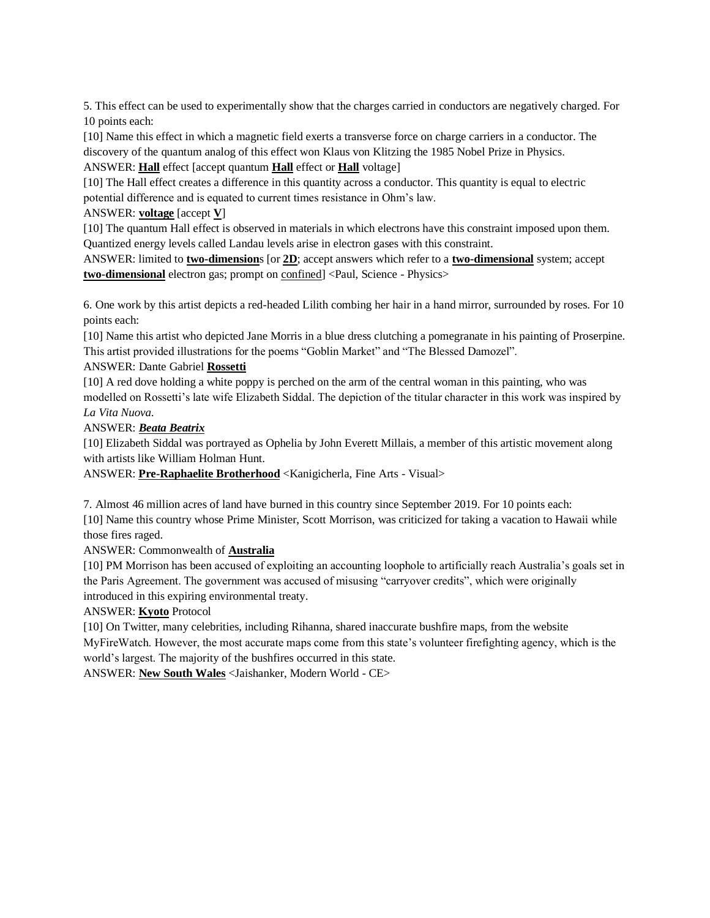5. This effect can be used to experimentally show that the charges carried in conductors are negatively charged. For 10 points each:

[10] Name this effect in which a magnetic field exerts a transverse force on charge carriers in a conductor. The discovery of the quantum analog of this effect won Klaus von Klitzing the 1985 Nobel Prize in Physics.

ANSWER: **Hall** effect [accept quantum **Hall** effect or **Hall** voltage]

[10] The Hall effect creates a difference in this quantity across a conductor. This quantity is equal to electric potential difference and is equated to current times resistance in Ohm's law.

ANSWER: **voltage** [accept **V**]

[10] The quantum Hall effect is observed in materials in which electrons have this constraint imposed upon them. Quantized energy levels called Landau levels arise in electron gases with this constraint.

ANSWER: limited to **two-dimension**s [or **2D**; accept answers which refer to a **two-dimensional** system; accept **two-dimensional** electron gas; prompt on confined] <Paul, Science - Physics>

6. One work by this artist depicts a red-headed Lilith combing her hair in a hand mirror, surrounded by roses. For 10 points each:

[10] Name this artist who depicted Jane Morris in a blue dress clutching a pomegranate in his painting of Proserpine. This artist provided illustrations for the poems "Goblin Market" and "The Blessed Damozel".

ANSWER: Dante Gabriel **Rossetti**

[10] A red dove holding a white poppy is perched on the arm of the central woman in this painting, who was modelled on Rossetti's late wife Elizabeth Siddal. The depiction of the titular character in this work was inspired by *La Vita Nuova*.

ANSWER: ***Beata Beatrix***

[10] Elizabeth Siddal was portrayed as Ophelia by John Everett Millais, a member of this artistic movement along with artists like William Holman Hunt.

ANSWER: **Pre-Raphaelite Brotherhood** <Kanigicherla, Fine Arts - Visual>

7. Almost 46 million acres of land have burned in this country since September 2019. For 10 points each:

[10] Name this country whose Prime Minister, Scott Morrison, was criticized for taking a vacation to Hawaii while those fires raged.

ANSWER: Commonwealth of **Australia**

[10] PM Morrison has been accused of exploiting an accounting loophole to artificially reach Australia's goals set in the Paris Agreement. The government was accused of misusing "carryover credits", which were originally introduced in this expiring environmental treaty.

ANSWER: **Kyoto** Protocol

[10] On Twitter, many celebrities, including Rihanna, shared inaccurate bushfire maps, from the website MyFireWatch. However, the most accurate maps come from this state's volunteer firefighting agency, which is the world's largest. The majority of the bushfires occurred in this state.

ANSWER: **New South Wales** <Jaishanker, Modern World - CE>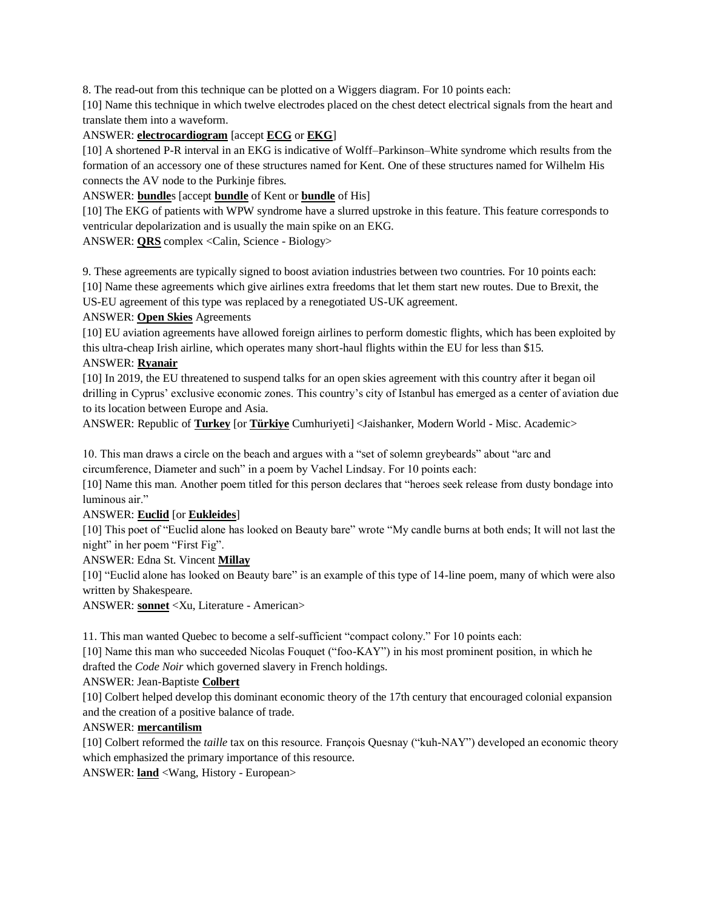8. The read-out from this technique can be plotted on a Wiggers diagram. For 10 points each:

[10] Name this technique in which twelve electrodes placed on the chest detect electrical signals from the heart and translate them into a waveform.

ANSWER: **electrocardiogram** [accept **ECG** or **EKG**]

[10] A shortened P-R interval in an EKG is indicative of Wolff–Parkinson–White syndrome which results from the formation of an accessory one of these structures named for Kent. One of these structures named for Wilhelm His connects the AV node to the Purkinje fibres.

ANSWER: **bundle**s [accept **bundle** of Kent or **bundle** of His]

[10] The EKG of patients with WPW syndrome have a slurred upstroke in this feature. This feature corresponds to ventricular depolarization and is usually the main spike on an EKG.

ANSWER: **QRS** complex <Calin, Science - Biology>

9. These agreements are typically signed to boost aviation industries between two countries. For 10 points each:

[10] Name these agreements which give airlines extra freedoms that let them start new routes. Due to Brexit, the US-EU agreement of this type was replaced by a renegotiated US-UK agreement.

ANSWER: **Open Skies** Agreements

[10] EU aviation agreements have allowed foreign airlines to perform domestic flights, which has been exploited by this ultra-cheap Irish airline, which operates many short-haul flights within the EU for less than $15.

ANSWER: **Ryanair**

[10] In 2019, the EU threatened to suspend talks for an open skies agreement with this country after it began oil drilling in Cyprus' exclusive economic zones. This country's city of Istanbul has emerged as a center of aviation due to its location between Europe and Asia.

ANSWER: Republic of **Turkey** [or **Türkiye** Cumhuriyeti] <Jaishanker, Modern World - Misc. Academic>

10. This man draws a circle on the beach and argues with a "set of solemn greybeards" about "arc and circumference, Diameter and such" in a poem by Vachel Lindsay. For 10 points each:

[10] Name this man. Another poem titled for this person declares that "heroes seek release from dusty bondage into luminous air."

ANSWER: **Euclid** [or **Eukleides**]

[10] This poet of "Euclid alone has looked on Beauty bare" wrote "My candle burns at both ends; It will not last the night" in her poem "First Fig".

ANSWER: Edna St. Vincent **Millay**

[10] "Euclid alone has looked on Beauty bare" is an example of this type of 14-line poem, many of which were also written by Shakespeare.

ANSWER: **sonnet** <Xu, Literature - American>

11. This man wanted Quebec to become a self-sufficient "compact colony." For 10 points each:

[10] Name this man who succeeded Nicolas Fouquet ("foo-KAY") in his most prominent position, in which he drafted the *Code Noir* which governed slavery in French holdings.

ANSWER: Jean-Baptiste **Colbert**

[10] Colbert helped develop this dominant economic theory of the 17th century that encouraged colonial expansion and the creation of a positive balance of trade.

ANSWER: **mercantilism**

[10] Colbert reformed the *taille* tax on this resource. François Quesnay ("kuh-NAY") developed an economic theory which emphasized the primary importance of this resource.

ANSWER: **land** <Wang, History - European>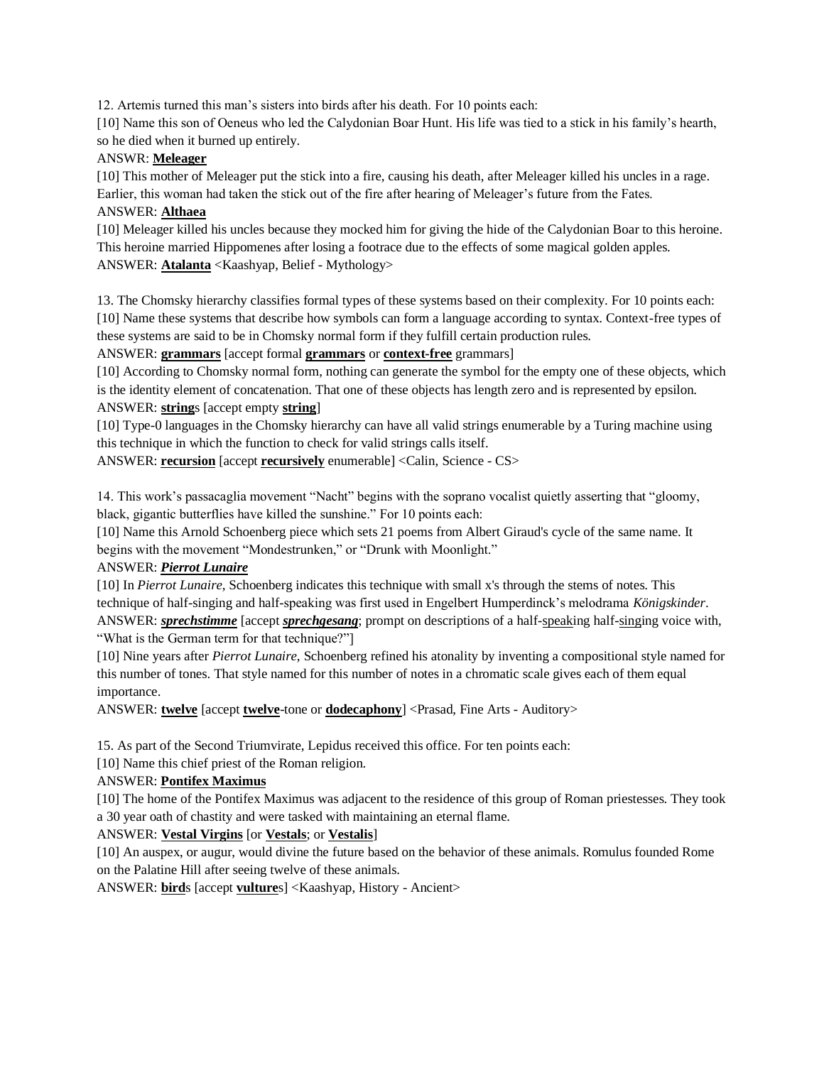12. Artemis turned this man's sisters into birds after his death. For 10 points each:

[10] Name this son of Oeneus who led the Calydonian Boar Hunt. His life was tied to a stick in his family's hearth, so he died when it burned up entirely.

ANSWR: **Meleager**

[10] This mother of Meleager put the stick into a fire, causing his death, after Meleager killed his uncles in a rage. Earlier, this woman had taken the stick out of the fire after hearing of Meleager's future from the Fates.

ANSWER: **Althaea**

[10] Meleager killed his uncles because they mocked him for giving the hide of the Calydonian Boar to this heroine. This heroine married Hippomenes after losing a footrace due to the effects of some magical golden apples.

ANSWER: **Atalanta** <Kaashyap, Belief - Mythology>

13. The Chomsky hierarchy classifies formal types of these systems based on their complexity. For 10 points each:

[10] Name these systems that describe how symbols can form a language according to syntax. Context-free types of these systems are said to be in Chomsky normal form if they fulfill certain production rules.

ANSWER: **grammars** [accept formal **grammars** or **context-free** grammars]

[10] According to Chomsky normal form, nothing can generate the symbol for the empty one of these objects, which is the identity element of concatenation. That one of these objects has length zero and is represented by epsilon.

ANSWER: **string**s [accept empty **string**]

[10] Type-0 languages in the Chomsky hierarchy can have all valid strings enumerable by a Turing machine using this technique in which the function to check for valid strings calls itself.

ANSWER: **recursion** [accept **recursively** enumerable] <Calin, Science - CS>

14. This work's passacaglia movement "Nacht" begins with the soprano vocalist quietly asserting that "gloomy, black, gigantic butterflies have killed the sunshine." For 10 points each:

[10] Name this Arnold Schoenberg piece which sets 21 poems from Albert Giraud's cycle of the same name. It begins with the movement "Mondestrunken," or "Drunk with Moonlight."

ANSWER: ***Pierrot Lunaire***

[10] In *Pierrot Lunaire*, Schoenberg indicates this technique with small x's through the stems of notes. This technique of half-singing and half-speaking was first used in Engelbert Humperdinck's melodrama *Königskinder*.

ANSWER: ***sprechstimme*** [accept ***sprechgesang***; prompt on descriptions of a half-speaking half-singing voice with, "What is the German term for that technique?"]

[10] Nine years after *Pierrot Lunaire*, Schoenberg refined his atonality by inventing a compositional style named for this number of tones. That style named for this number of notes in a chromatic scale gives each of them equal importance.

ANSWER: **twelve** [accept **twelve**-tone or **dodecaphony**] <Prasad, Fine Arts - Auditory>

15. As part of the Second Triumvirate, Lepidus received this office. For ten points each:

[10] Name this chief priest of the Roman religion.

ANSWER: **Pontifex Maximus**

[10] The home of the Pontifex Maximus was adjacent to the residence of this group of Roman priestesses. They took a 30 year oath of chastity and were tasked with maintaining an eternal flame.

ANSWER: **Vestal Virgins** [or **Vestals**; or **Vestalis**]

[10] An auspex, or augur, would divine the future based on the behavior of these animals. Romulus founded Rome on the Palatine Hill after seeing twelve of these animals.

ANSWER: **bird**s [accept **vulture**s] <Kaashyap, History - Ancient>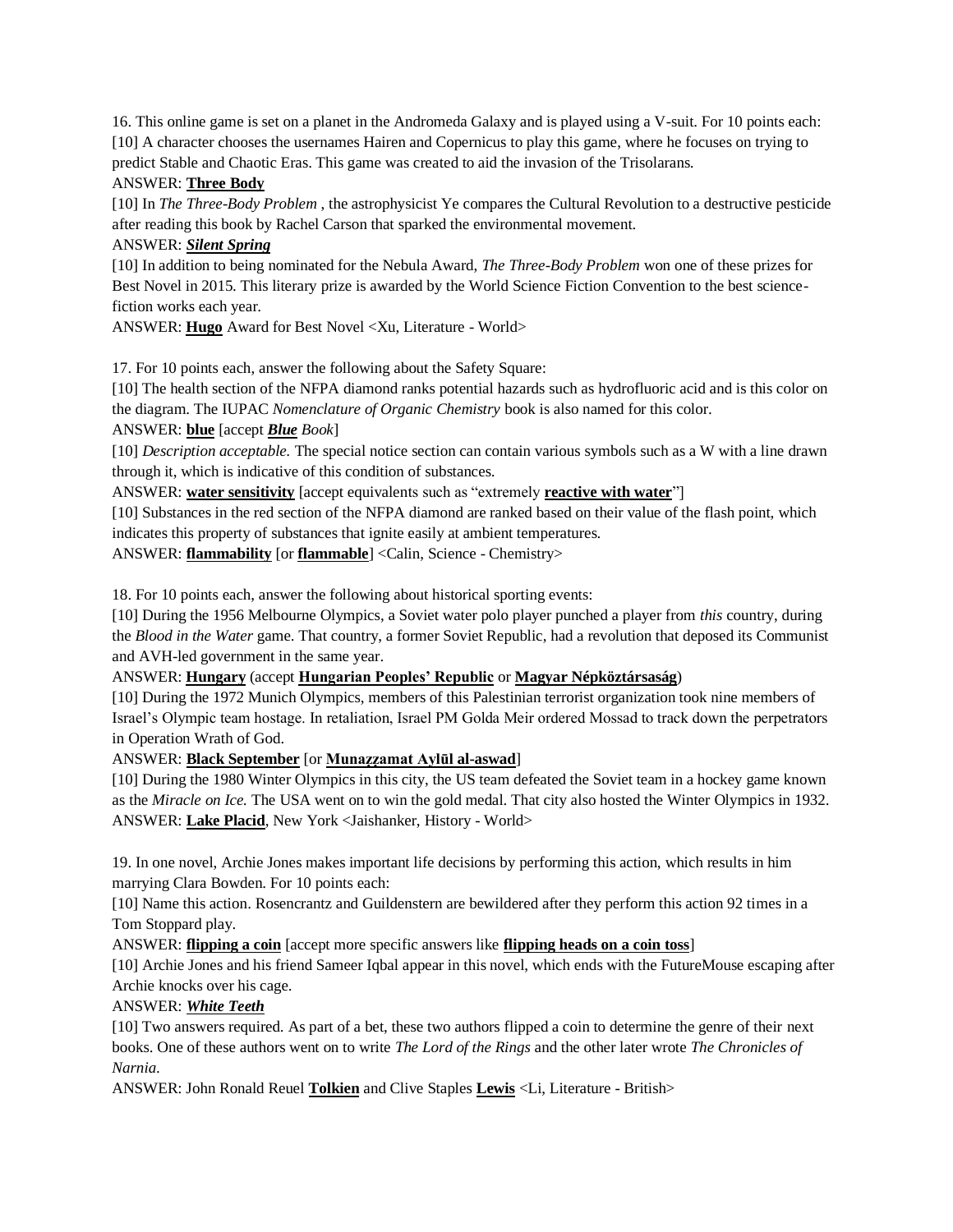16. This online game is set on a planet in the Andromeda Galaxy and is played using a V-suit. For 10 points each:
[10] A character chooses the usernames Hairen and Copernicus to play this game, where he focuses on trying to predict Stable and Chaotic Eras. This game was created to aid the invasion of the Trisolarans.
ANSWER: **Three Body**
[10] In *The Three-Body Problem* , the astrophysicist Ye compares the Cultural Revolution to a destructive pesticide after reading this book by Rachel Carson that sparked the environmental movement.
ANSWER: ***Silent Spring***
[10] In addition to being nominated for the Nebula Award, *The Three-Body Problem* won one of these prizes for Best Novel in 2015. This literary prize is awarded by the World Science Fiction Convention to the best science-fiction works each year.
ANSWER: **Hugo** Award for Best Novel <Xu, Literature - World>

17. For 10 points each, answer the following about the Safety Square:
[10] The health section of the NFPA diamond ranks potential hazards such as hydrofluoric acid and is this color on the diagram. The IUPAC *Nomenclature of Organic Chemistry* book is also named for this color.
ANSWER: **blue** [accept ***Blue*** *Book*]
[10] *Description acceptable.* The special notice section can contain various symbols such as a W with a line drawn through it, which is indicative of this condition of substances.
ANSWER: **water sensitivity** [accept equivalents such as "extremely **reactive with water**"]
[10] Substances in the red section of the NFPA diamond are ranked based on their value of the flash point, which indicates this property of substances that ignite easily at ambient temperatures.
ANSWER: **flammability** [or **flammable**] <Calin, Science - Chemistry>

18. For 10 points each, answer the following about historical sporting events:
[10] During the 1956 Melbourne Olympics, a Soviet water polo player punched a player from *this* country, during the *Blood in the Water* game. That country, a former Soviet Republic, had a revolution that deposed its Communist and AVH-led government in the same year.
ANSWER: **Hungary** (accept **Hungarian Peoples' Republic** or **Magyar Népköztársaság**)
[10] During the 1972 Munich Olympics, members of this Palestinian terrorist organization took nine members of Israel's Olympic team hostage. In retaliation, Israel PM Golda Meir ordered Mossad to track down the perpetrators in Operation Wrath of God.
ANSWER: **Black September** [or **Munaẓẓamat Aylūl al-aswad**]
[10] During the 1980 Winter Olympics in this city, the US team defeated the Soviet team in a hockey game known as the *Miracle on Ice.* The USA went on to win the gold medal. That city also hosted the Winter Olympics in 1932.
ANSWER: **Lake Placid**, New York <Jaishanker, History - World>

19. In one novel, Archie Jones makes important life decisions by performing this action, which results in him marrying Clara Bowden. For 10 points each:
[10] Name this action. Rosencrantz and Guildenstern are bewildered after they perform this action 92 times in a Tom Stoppard play.
ANSWER: **flipping a coin** [accept more specific answers like **flipping heads on a coin toss**]
[10] Archie Jones and his friend Sameer Iqbal appear in this novel, which ends with the FutureMouse escaping after Archie knocks over his cage.
ANSWER: ***White Teeth***
[10] Two answers required. As part of a bet, these two authors flipped a coin to determine the genre of their next books. One of these authors went on to write *The Lord of the Rings* and the other later wrote *The Chronicles of Narnia*.
ANSWER: John Ronald Reuel **Tolkien** and Clive Staples **Lewis** <Li, Literature - British>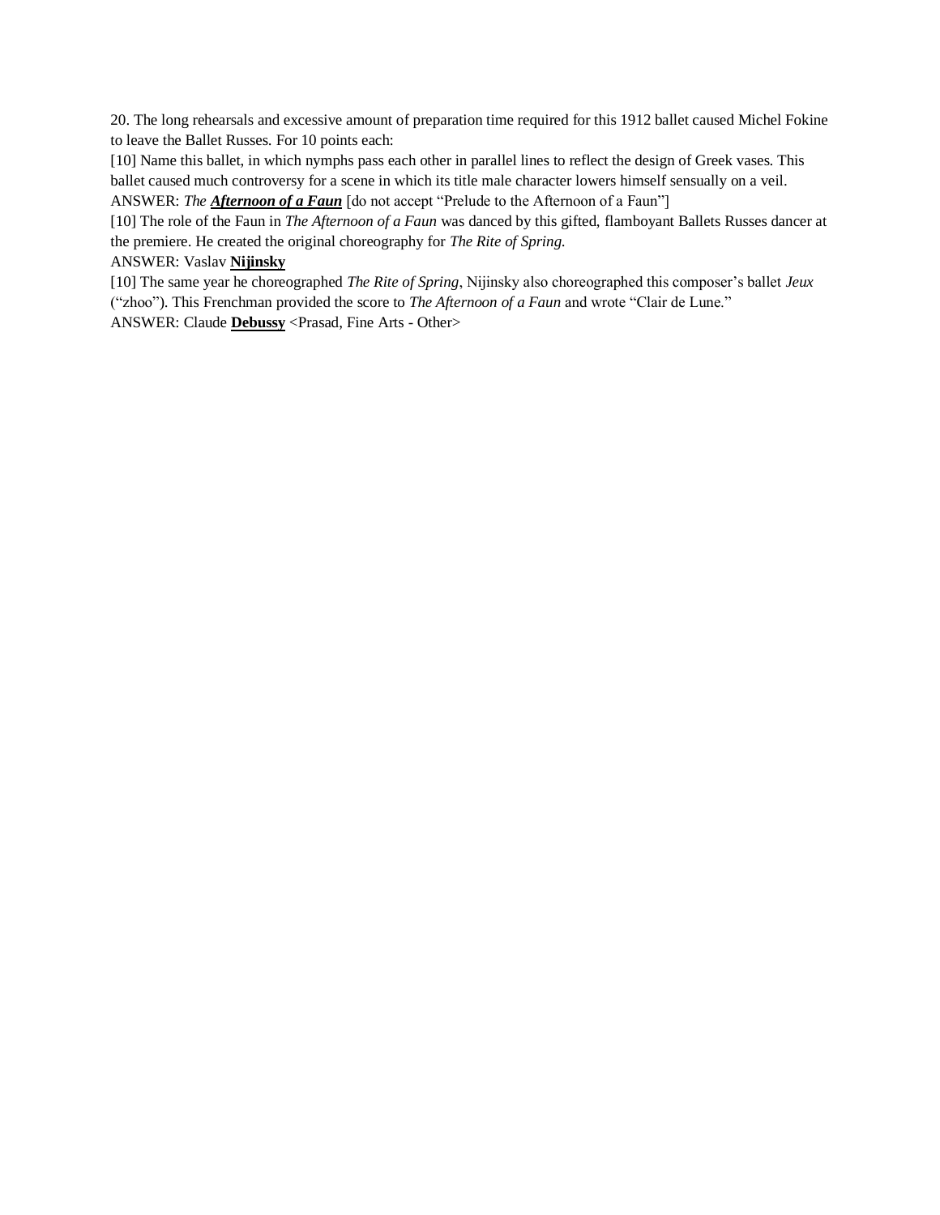20. The long rehearsals and excessive amount of preparation time required for this 1912 ballet caused Michel Fokine to leave the Ballet Russes. For 10 points each:

[10] Name this ballet, in which nymphs pass each other in parallel lines to reflect the design of Greek vases. This ballet caused much controversy for a scene in which its title male character lowers himself sensually on a veil.

ANSWER: *The* ***Afternoon of a Faun*** [do not accept "Prelude to the Afternoon of a Faun"]

[10] The role of the Faun in *The Afternoon of a Faun* was danced by this gifted, flamboyant Ballets Russes dancer at the premiere. He created the original choreography for *The Rite of Spring.*

ANSWER: Vaslav **Nijinsky**

[10] The same year he choreographed *The Rite of Spring*, Nijinsky also choreographed this composer's ballet *Jeux* ("zhoo"). This Frenchman provided the score to *The Afternoon of a Faun* and wrote "Clair de Lune."

ANSWER: Claude **Debussy** <Prasad, Fine Arts - Other>